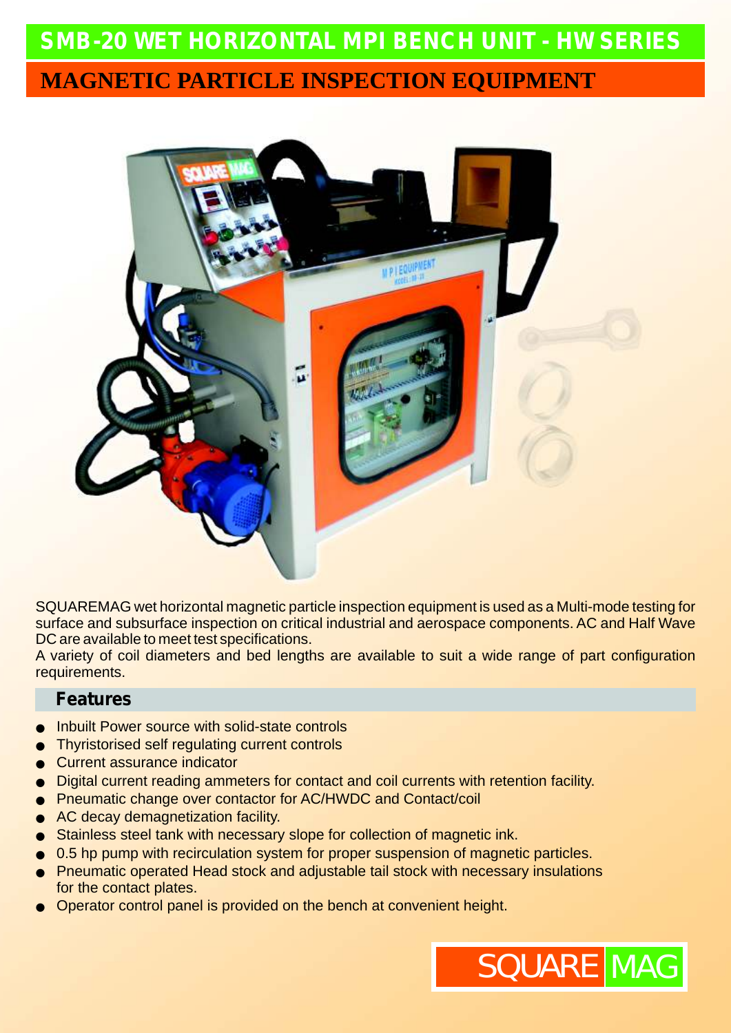# SMB-20 WET HORIZONTAL MPI BENCH UNIT - HW SERIES

## MAGNETIC PARTICLE INSPECTION EQUIPMENT

SQUAREMAG wet horizontal magnetic particle inspection equipment is used as a Multi-mode testing for surface and subsurface inspection on critical industrial and aerospace components. AC and Half Wave DC are available to meet test specifications.

A variety of coil diameters and bed lengths are available to suit a wide range of part configuration requirements.

### Features

- Inbuilt Power source with solid-state controls
- Thyristorised self regulating current controls
- Current assurance indicator
- Digital current reading ammeters for contact and coil currents with retention facility.
- Pneumatic change over contactor for AC/HWDC and Contact/coil
- AC decay demagnetization facility.
- Stainless steel tank with necessary slope for collection of magnetic ink.
- 0.5 hp pump with recirculation system for proper suspension of magnetic particles.
- Pneumatic operated Head stock and adjustable tail stock with necessary insulations for the contact plates.
- Operator control panel is provided on the bench at convenient height.

SQUARE MAG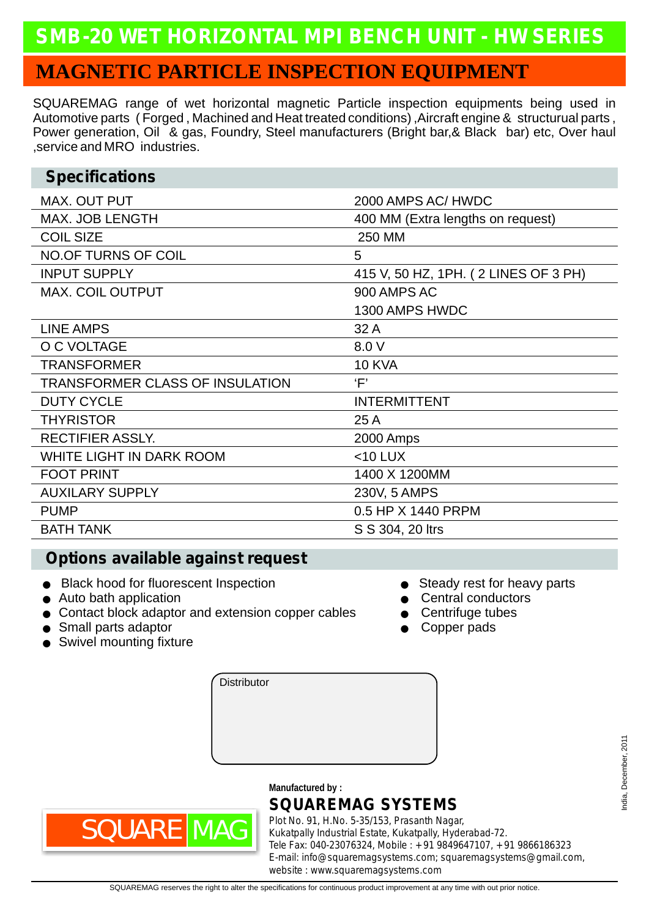# SMB-20 WET HORIZONTAL MPI BENCH UNIT - HW SERIES

## MAGNETIC PARTICLE INSPECTION EQUIPMENT

SQUAREMAG range of wet horizontal magnetic Particle inspection equipments being used in Automotive parts ( Forged , Machined and Heat treated conditions) ,Aircraft engine & structural parts , Power generation, Oil & gas, Foundry, Steel manufacturers (Bright bar,& Black bar) etc, Over haul ,service and MRO industries.

### Specifications

| | |
|---|---|
| MAX. OUT PUT | 2000 AMPS AC/ HWDC |
| MAX. JOB LENGTH | 400 MM (Extra lengths on request) |
| COIL SIZE | 250 MM |
| NO.OF TURNS OF COIL | 5 |
| INPUT SUPPLY | 415 V, 50 HZ, 1PH. ( 2 LINES OF 3 PH) |
| MAX. COIL OUTPUT | 900 AMPS AC<br>1300 AMPS HWDC |
| LINE AMPS | 32 A |
| O C VOLTAGE | 8.0 V |
| TRANSFORMER | 10 KVA |
| TRANSFORMER CLASS OF INSULATION | 'F' |
| DUTY CYCLE | INTERMITTENT |
| THYRISTOR | 25 A |
| RECTIFIER ASSLY. | 2000 Amps |
| WHITE LIGHT IN DARK ROOM | <10 LUX |
| FOOT PRINT | 1400 X 1200MM |
| AUXILARY SUPPLY | 230V, 5 AMPS |
| PUMP | 0.5 HP X 1440 PRPM |
| BATH TANK | S S 304, 20 ltrs |

### Options available against request

- Black hood for fluorescent Inspection
- Auto bath application
- Contact block adaptor and extension copper cables
- Small parts adaptor
- Swivel mounting fixture
- Steady rest for heavy parts
- Central conductors
- Centrifuge tubes
- Copper pads

Distributor

India, December, 2011

SQUARE MAG

Manufactured by :

**SQUAREMAG SYSTEMS**

Plot No. 91, H.No. 5-35/153, Prasanth Nagar,
Kukatpally Industrial Estate, Kukatpally, Hyderabad-72.
Tele Fax: 040-23076324, Mobile : +91 9849647107, +91 9866186323
E-mail: info@squaremagsystems.com; squaremagsystems@gmail.com,
website : www.squaremagsystems.com

SQUAREMAG reserves the right to alter the specifications for continuous product improvement at any time with out prior notice.